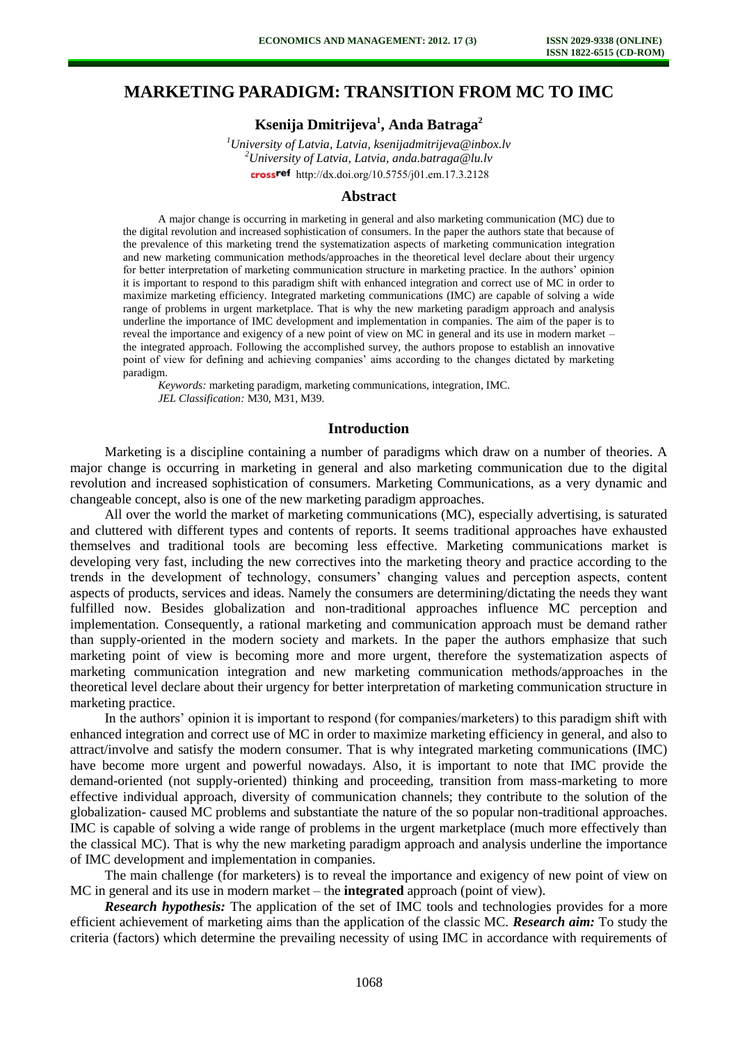# MARKETING PARADIGM: TRANSITION FROM MC TO IMC

**Ksenija Dmitrijeva[1], Anda Batraga[2]**

*[1]University of Latvia, Latvia, ksenijadmitrijeva@inbox.lv*
*[2]University of Latvia, Latvia, anda.batraga@lu.lv*
http://dx.doi.org/10.5755/j01.em.17.3.2128

## Abstract

A major change is occurring in marketing in general and also marketing communication (MC) due to the digital revolution and increased sophistication of consumers. In the paper the authors state that because of the prevalence of this marketing trend the systematization aspects of marketing communication integration and new marketing communication methods/approaches in the theoretical level declare about their urgency for better interpretation of marketing communication structure in marketing practice. In the authors' opinion it is important to respond to this paradigm shift with enhanced integration and correct use of MC in order to maximize marketing efficiency. Integrated marketing communications (IMC) are capable of solving a wide range of problems in urgent marketplace. That is why the new marketing paradigm approach and analysis underline the importance of IMC development and implementation in companies. The aim of the paper is to reveal the importance and exigency of a new point of view on MC in general and its use in modern market – the integrated approach. Following the accomplished survey, the authors propose to establish an innovative point of view for defining and achieving companies' aims according to the changes dictated by marketing paradigm.

*Keywords:* marketing paradigm, marketing communications, integration, IMC.
*JEL Classification:* M30, M31, M39.

## Introduction

Marketing is a discipline containing a number of paradigms which draw on a number of theories. A major change is occurring in marketing in general and also marketing communication due to the digital revolution and increased sophistication of consumers. Marketing Communications, as a very dynamic and changeable concept, also is one of the new marketing paradigm approaches.

All over the world the market of marketing communications (MC), especially advertising, is saturated and cluttered with different types and contents of reports. It seems traditional approaches have exhausted themselves and traditional tools are becoming less effective. Marketing communications market is developing very fast, including the new correctives into the marketing theory and practice according to the trends in the development of technology, consumers' changing values and perception aspects, content aspects of products, services and ideas. Namely the consumers are determining/dictating the needs they want fulfilled now. Besides globalization and non-traditional approaches influence MC perception and implementation. Consequently, a rational marketing and communication approach must be demand rather than supply-oriented in the modern society and markets. In the paper the authors emphasize that such marketing point of view is becoming more and more urgent, therefore the systematization aspects of marketing communication integration and new marketing communication methods/approaches in the theoretical level declare about their urgency for better interpretation of marketing communication structure in marketing practice.

In the authors' opinion it is important to respond (for companies/marketers) to this paradigm shift with enhanced integration and correct use of MC in order to maximize marketing efficiency in general, and also to attract/involve and satisfy the modern consumer. That is why integrated marketing communications (IMC) have become more urgent and powerful nowadays. Also, it is important to note that IMC provide the demand-oriented (not supply-oriented) thinking and proceeding, transition from mass-marketing to more effective individual approach, diversity of communication channels; they contribute to the solution of the globalization- caused MC problems and substantiate the nature of the so popular non-traditional approaches. IMC is capable of solving a wide range of problems in the urgent marketplace (much more effectively than the classical MC). That is why the new marketing paradigm approach and analysis underline the importance of IMC development and implementation in companies.

The main challenge (for marketers) is to reveal the importance and exigency of new point of view on MC in general and its use in modern market – the **integrated** approach (point of view).

***Research hypothesis:*** The application of the set of IMC tools and technologies provides for a more efficient achievement of marketing aims than the application of the classic MC. ***Research aim:*** To study the criteria (factors) which determine the prevailing necessity of using IMC in accordance with requirements of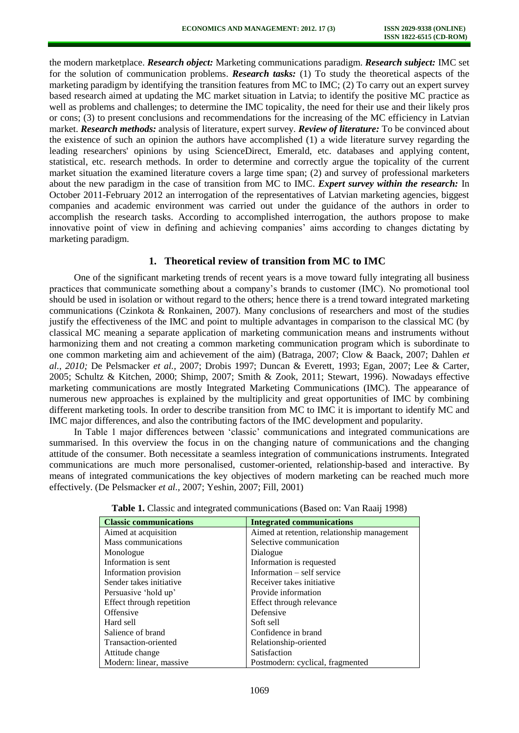the modern marketplace. ***Research object:*** Marketing communications paradigm. ***Research subject:*** IMC set for the solution of communication problems. ***Research tasks:*** (1) To study the theoretical aspects of the marketing paradigm by identifying the transition features from MC to IMC; (2) To carry out an expert survey based research aimed at updating the MC market situation in Latvia; to identify the positive MC practice as well as problems and challenges; to determine the IMC topicality, the need for their use and their likely pros or cons; (3) to present conclusions and recommendations for the increasing of the MC efficiency in Latvian market. ***Research methods:*** analysis of literature, expert survey. ***Review of literature:*** To be convinced about the existence of such an opinion the authors have accomplished (1) a wide literature survey regarding the leading researchers' opinions by using ScienceDirect, Emerald, etc. databases and applying content, statistical, etc. research methods. In order to determine and correctly argue the topicality of the current market situation the examined literature covers a large time span; (2) and survey of professional marketers about the new paradigm in the case of transition from MC to IMC. ***Expert survey within the research:*** In October 2011-February 2012 an interrogation of the representatives of Latvian marketing agencies, biggest companies and academic environment was carried out under the guidance of the authors in order to accomplish the research tasks. According to accomplished interrogation, the authors propose to make innovative point of view in defining and achieving companies' aims according to changes dictating by marketing paradigm.

## 1. Theoretical review of transition from MC to IMC

One of the significant marketing trends of recent years is a move toward fully integrating all business practices that communicate something about a company's brands to customer (IMC). No promotional tool should be used in isolation or without regard to the others; hence there is a trend toward integrated marketing communications (Czinkota & Ronkainen, 2007). Many conclusions of researchers and most of the studies justify the effectiveness of the IMC and point to multiple advantages in comparison to the classical MC (by classical MC meaning a separate application of marketing communication means and instruments without harmonizing them and not creating a common marketing communication program which is subordinate to one common marketing aim and achievement of the aim) (Batraga, 2007; Clow & Baack, 2007; Dahlen *et al., 2010;* De Pelsmacker *et al.,* 2007; Drobis 1997; Duncan & Everett, 1993; Egan, 2007; Lee & Carter, 2005; Schultz & Kitchen, 2000; Shimp, 2007; Smith & Zook, 2011; Stewart, 1996). Nowadays effective marketing communications are mostly Integrated Marketing Communications (IMC). The appearance of numerous new approaches is explained by the multiplicity and great opportunities of IMC by combining different marketing tools. In order to describe transition from MC to IMC it is important to identify MC and IMC major differences, and also the contributing factors of the IMC development and popularity.

In Table 1 major differences between 'classic' communications and integrated communications are summarised. In this overview the focus in on the changing nature of communications and the changing attitude of the consumer. Both necessitate a seamless integration of communications instruments. Integrated communications are much more personalised, customer-oriented, relationship-based and interactive. By means of integrated communications the key objectives of modern marketing can be reached much more effectively. (De Pelsmacker *et al.,* 2007; Yeshin, 2007; Fill, 2001)

**Table 1.** Classic and integrated communications (Based on: Van Raaij 1998)

| Classic communications | Integrated communications |
|---|---|
| Aimed at acquisition | Aimed at retention, relationship management |
| Mass communications | Selective communication |
| Monologue | Dialogue |
| Information is sent | Information is requested |
| Information provision | Information – self service |
| Sender takes initiative | Receiver takes initiative |
| Persuasive 'hold up' | Provide information |
| Effect through repetition | Effect through relevance |
| Offensive | Defensive |
| Hard sell | Soft sell |
| Salience of brand | Confidence in brand |
| Transaction-oriented | Relationship-oriented |
| Attitude change | Satisfaction |
| Modern: linear, massive | Postmodern: cyclical, fragmented |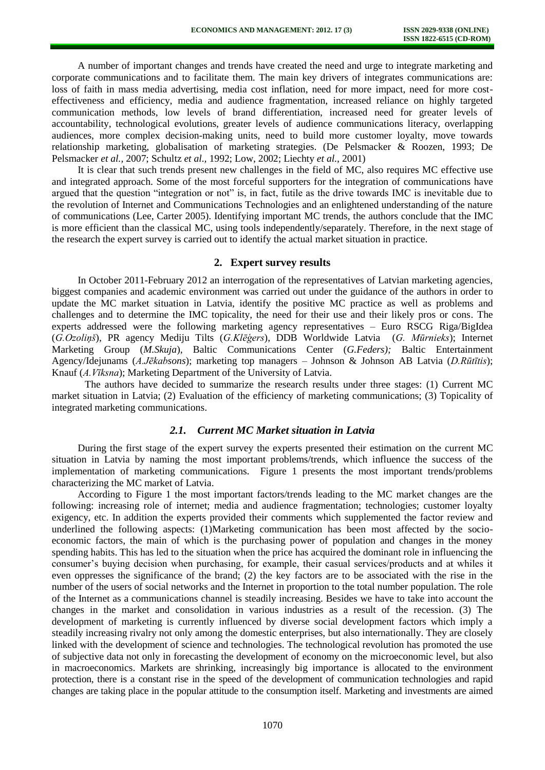A number of important changes and trends have created the need and urge to integrate marketing and corporate communications and to facilitate them. The main key drivers of integrates communications are: loss of faith in mass media advertising, media cost inflation, need for more impact, need for more cost-effectiveness and efficiency, media and audience fragmentation, increased reliance on highly targeted communication methods, low levels of brand differentiation, increased need for greater levels of accountability, technological evolutions, greater levels of audience communications literacy, overlapping audiences, more complex decision-making units, need to build more customer loyalty, move towards relationship marketing, globalisation of marketing strategies. (De Pelsmacker & Roozen, 1993; De Pelsmacker *et al.*, 2007; Schultz *et al.*, 1992; Low, 2002; Liechty *et al.*, 2001)

It is clear that such trends present new challenges in the field of MC, also requires MC effective use and integrated approach. Some of the most forceful supporters for the integration of communications have argued that the question "integration or not" is, in fact, futile as the drive towards IMC is inevitable due to the revolution of Internet and Communications Technologies and an enlightened understanding of the nature of communications (Lee, Carter 2005). Identifying important MC trends, the authors conclude that the IMC is more efficient than the classical MC, using tools independently/separately. Therefore, in the next stage of the research the expert survey is carried out to identify the actual market situation in practice.

## 2. Expert survey results

In October 2011-February 2012 an interrogation of the representatives of Latvian marketing agencies, biggest companies and academic environment was carried out under the guidance of the authors in order to update the MC market situation in Latvia, identify the positive MC practice as well as problems and challenges and to determine the IMC topicality, the need for their use and their likely pros or cons. The experts addressed were the following marketing agency representatives – Euro RSCG Riga/BigIdea (*G.Ozoliņš*), PR agency Mediju Tilts (*G.Klēģers*), DDB Worldwide Latvia (*G. Mūrnieks*); Internet Marketing Group (*M.Skuja*), Baltic Communications Center (*G.Feders);* Baltic Entertainment Agency/Idejunams (*A.Jēkabsons*); marketing top managers – Johnson & Johnson AB Latvia (*D.Rūtītis*); Knauf (*A.Vīksna*); Marketing Department of the University of Latvia.

The authors have decided to summarize the research results under three stages: (1) Current MC market situation in Latvia; (2) Evaluation of the efficiency of marketing communications; (3) Topicality of integrated marketing communications.

### *2.1. Current MC Market situation in Latvia*

During the first stage of the expert survey the experts presented their estimation on the current MC situation in Latvia by naming the most important problems/trends, which influence the success of the implementation of marketing communications. Figure 1 presents the most important trends/problems characterizing the MC market of Latvia.

According to Figure 1 the most important factors/trends leading to the MC market changes are the following: increasing role of internet; media and audience fragmentation; technologies; customer loyalty exigency, etc. In addition the experts provided their comments which supplemented the factor review and underlined the following aspects: (1)Marketing communication has been most affected by the socio-economic factors, the main of which is the purchasing power of population and changes in the money spending habits. This has led to the situation when the price has acquired the dominant role in influencing the consumer's buying decision when purchasing, for example, their casual services/products and at whiles it even oppresses the significance of the brand; (2) the key factors are to be associated with the rise in the number of the users of social networks and the Internet in proportion to the total number population. The role of the Internet as a communications channel is steadily increasing. Besides we have to take into account the changes in the market and consolidation in various industries as a result of the recession. (3) The development of marketing is currently influenced by diverse social development factors which imply a steadily increasing rivalry not only among the domestic enterprises, but also internationally. They are closely linked with the development of science and technologies. The technological revolution has promoted the use of subjective data not only in forecasting the development of economy on the microeconomic level, but also in macroeconomics. Markets are shrinking, increasingly big importance is allocated to the environment protection, there is a constant rise in the speed of the development of communication technologies and rapid changes are taking place in the popular attitude to the consumption itself. Marketing and investments are aimed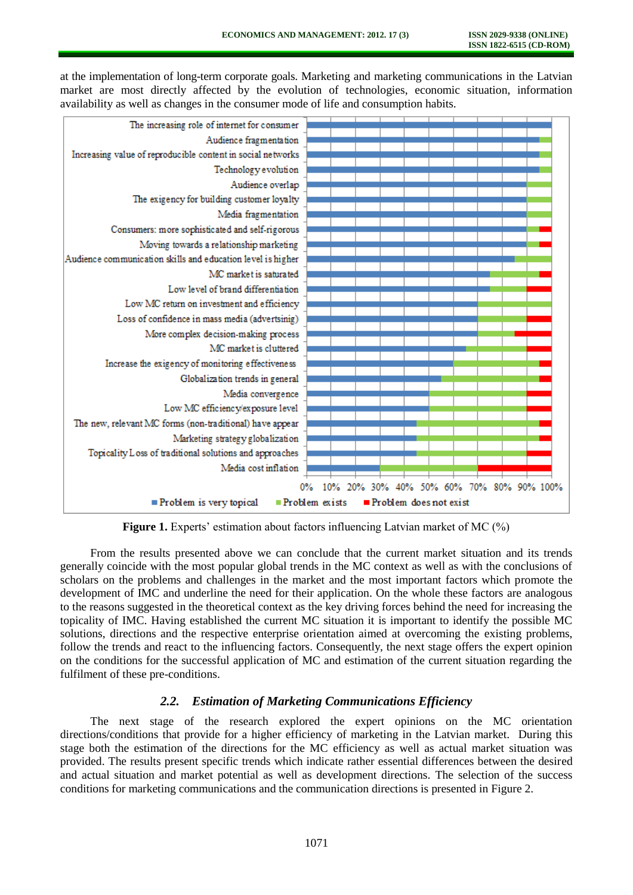at the implementation of long-term corporate goals. Marketing and marketing communications in the Latvian market are most directly affected by the evolution of technologies, economic situation, information availability as well as changes in the consumer mode of life and consumption habits.

**Figure 1.** Experts' estimation about factors influencing Latvian market of MC (%)

From the results presented above we can conclude that the current market situation and its trends generally coincide with the most popular global trends in the MC context as well as with the conclusions of scholars on the problems and challenges in the market and the most important factors which promote the development of IMC and underline the need for their application. On the whole these factors are analogous to the reasons suggested in the theoretical context as the key driving forces behind the need for increasing the topicality of IMC. Having established the current MC situation it is important to identify the possible MC solutions, directions and the respective enterprise orientation aimed at overcoming the existing problems, follow the trends and react to the influencing factors. Consequently, the next stage offers the expert opinion on the conditions for the successful application of MC and estimation of the current situation regarding the fulfilment of these pre-conditions.

### *2.2. Estimation of Marketing Communications Efficiency*

The next stage of the research explored the expert opinions on the MC orientation directions/conditions that provide for a higher efficiency of marketing in the Latvian market. During this stage both the estimation of the directions for the MC efficiency as well as actual market situation was provided. The results present specific trends which indicate rather essential differences between the desired and actual situation and market potential as well as development directions. The selection of the success conditions for marketing communications and the communication directions is presented in Figure 2.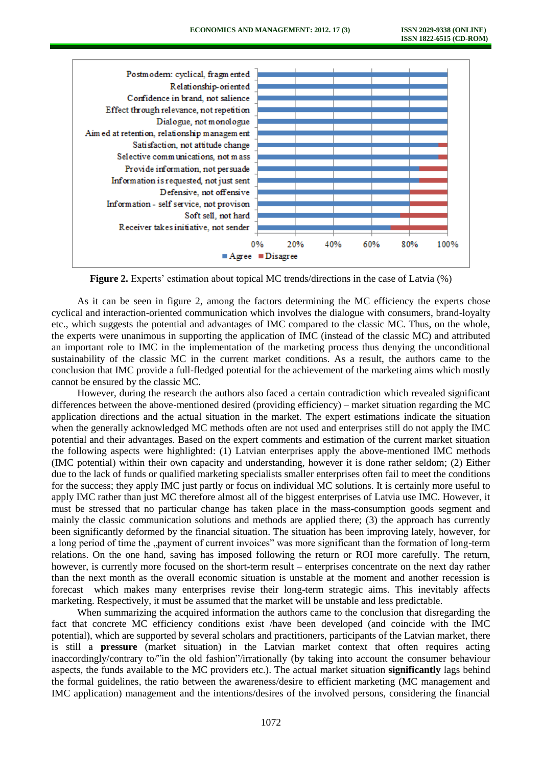**Figure 2.** Experts' estimation about topical MC trends/directions in the case of Latvia (%)

As it can be seen in figure 2, among the factors determining the MC efficiency the experts chose cyclical and interaction-oriented communication which involves the dialogue with consumers, brand-loyalty etc., which suggests the potential and advantages of IMC compared to the classic MC. Thus, on the whole, the experts were unanimous in supporting the application of IMC (instead of the classic MC) and attributed an important role to IMC in the implementation of the marketing process thus denying the unconditional sustainability of the classic MC in the current market conditions. As a result, the authors came to the conclusion that IMC provide a full-fledged potential for the achievement of the marketing aims which mostly cannot be ensured by the classic MC.

However, during the research the authors also faced a certain contradiction which revealed significant differences between the above-mentioned desired (providing efficiency) – market situation regarding the MC application directions and the actual situation in the market. The expert estimations indicate the situation when the generally acknowledged MC methods often are not used and enterprises still do not apply the IMC potential and their advantages. Based on the expert comments and estimation of the current market situation the following aspects were highlighted: (1) Latvian enterprises apply the above-mentioned IMC methods (IMC potential) within their own capacity and understanding, however it is done rather seldom; (2) Either due to the lack of funds or qualified marketing specialists smaller enterprises often fail to meet the conditions for the success; they apply IMC just partly or focus on individual MC solutions. It is certainly more useful to apply IMC rather than just MC therefore almost all of the biggest enterprises of Latvia use IMC. However, it must be stressed that no particular change has taken place in the mass-consumption goods segment and mainly the classic communication solutions and methods are applied there; (3) the approach has currently been significantly deformed by the financial situation. The situation has been improving lately, however, for a long period of time the „payment of current invoices" was more significant than the formation of long-term relations. On the one hand, saving has imposed following the return or ROI more carefully. The return, however, is currently more focused on the short-term result – enterprises concentrate on the next day rather than the next month as the overall economic situation is unstable at the moment and another recession is forecast which makes many enterprises revise their long-term strategic aims. This inevitably affects marketing. Respectively, it must be assumed that the market will be unstable and less predictable.

When summarizing the acquired information the authors came to the conclusion that disregarding the fact that concrete MC efficiency conditions exist /have been developed (and coincide with the IMC potential), which are supported by several scholars and practitioners, participants of the Latvian market, there is still a **pressure** (market situation) in the Latvian market context that often requires acting inaccordingly/contrary to/"in the old fashion"/irrationally (by taking into account the consumer behaviour aspects, the funds available to the MC providers etc.). The actual market situation **significantly** lags behind the formal guidelines, the ratio between the awareness/desire to efficient marketing (MC management and IMC application) management and the intentions/desires of the involved persons, considering the financial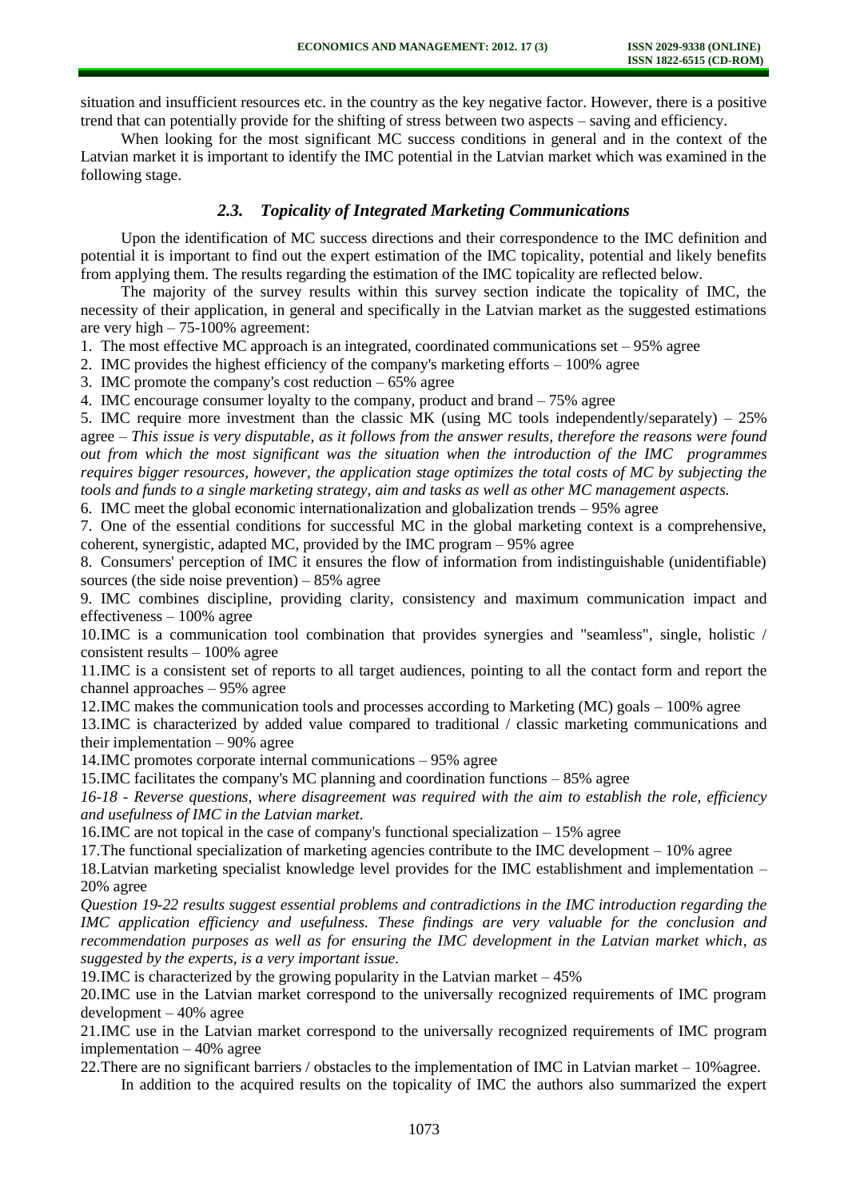situation and insufficient resources etc. in the country as the key negative factor. However, there is a positive trend that can potentially provide for the shifting of stress between two aspects – saving and efficiency.

When looking for the most significant MC success conditions in general and in the context of the Latvian market it is important to identify the IMC potential in the Latvian market which was examined in the following stage.

### *2.3. Topicality of Integrated Marketing Communications*

Upon the identification of MC success directions and their correspondence to the IMC definition and potential it is important to find out the expert estimation of the IMC topicality, potential and likely benefits from applying them. The results regarding the estimation of the IMC topicality are reflected below.

The majority of the survey results within this survey section indicate the topicality of IMC, the necessity of their application, in general and specifically in the Latvian market as the suggested estimations are very high – 75-100% agreement:

1. The most effective MC approach is an integrated, coordinated communications set – 95% agree
2. IMC provides the highest efficiency of the company's marketing efforts – 100% agree
3. IMC promote the company's cost reduction – 65% agree
4. IMC encourage consumer loyalty to the company, product and brand – 75% agree
5. IMC require more investment than the classic MK (using MC tools independently/separately) – 25% agree – *This issue is very disputable, as it follows from the answer results, therefore the reasons were found out from which the most significant was the situation when the introduction of the IMC programmes requires bigger resources, however, the application stage optimizes the total costs of MC by subjecting the tools and funds to a single marketing strategy, aim and tasks as well as other MC management aspects.*
6. IMC meet the global economic internationalization and globalization trends – 95% agree
7. One of the essential conditions for successful MC in the global marketing context is a comprehensive, coherent, synergistic, adapted MC, provided by the IMC program – 95% agree
8. Consumers' perception of IMC it ensures the flow of information from indistinguishable (unidentifiable) sources (the side noise prevention) – 85% agree
9. IMC combines discipline, providing clarity, consistency and maximum communication impact and effectiveness – 100% agree
10. IMC is a communication tool combination that provides synergies and "seamless", single, holistic / consistent results – 100% agree
11. IMC is a consistent set of reports to all target audiences, pointing to all the contact form and report the channel approaches – 95% agree
12. IMC makes the communication tools and processes according to Marketing (MC) goals – 100% agree
13. IMC is characterized by added value compared to traditional / classic marketing communications and their implementation – 90% agree
14. IMC promotes corporate internal communications – 95% agree
15. IMC facilitates the company's MC planning and coordination functions – 85% agree

*16-18 - Reverse questions, where disagreement was required with the aim to establish the role, efficiency and usefulness of IMC in the Latvian market.*

16. IMC are not topical in the case of company's functional specialization – 15% agree
17. The functional specialization of marketing agencies contribute to the IMC development – 10% agree
18. Latvian marketing specialist knowledge level provides for the IMC establishment and implementation – 20% agree

*Question 19-22 results suggest essential problems and contradictions in the IMC introduction regarding the IMC application efficiency and usefulness. These findings are very valuable for the conclusion and recommendation purposes as well as for ensuring the IMC development in the Latvian market which, as suggested by the experts, is a very important issue.*

19. IMC is characterized by the growing popularity in the Latvian market – 45%
20. IMC use in the Latvian market correspond to the universally recognized requirements of IMC program development – 40% agree
21. IMC use in the Latvian market correspond to the universally recognized requirements of IMC program implementation – 40% agree
22. There are no significant barriers / obstacles to the implementation of IMC in Latvian market – 10%agree.

In addition to the acquired results on the topicality of IMC the authors also summarized the expert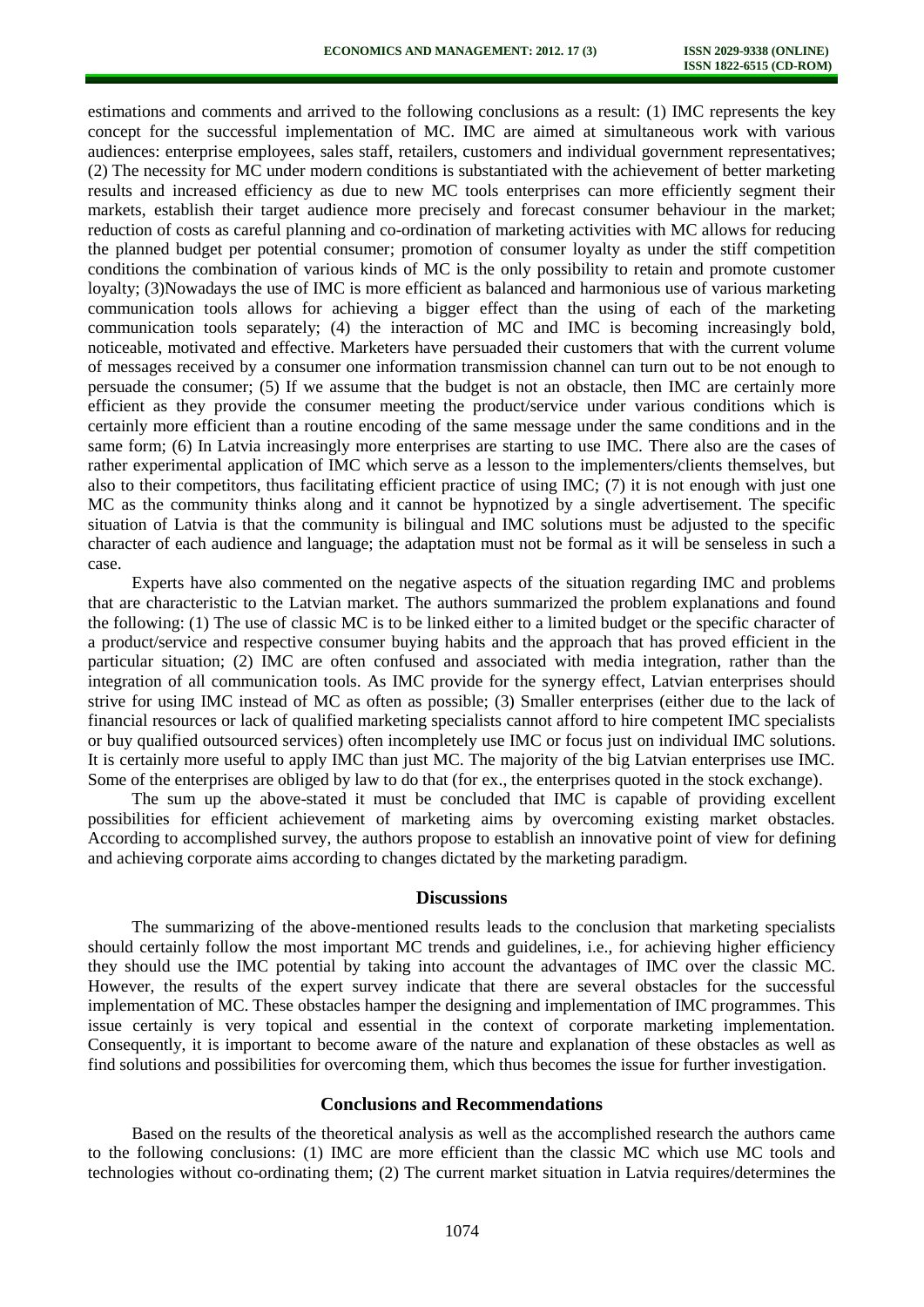estimations and comments and arrived to the following conclusions as a result: (1) IMC represents the key concept for the successful implementation of MC. IMC are aimed at simultaneous work with various audiences: enterprise employees, sales staff, retailers, customers and individual government representatives; (2) The necessity for MC under modern conditions is substantiated with the achievement of better marketing results and increased efficiency as due to new MC tools enterprises can more efficiently segment their markets, establish their target audience more precisely and forecast consumer behaviour in the market; reduction of costs as careful planning and co-ordination of marketing activities with MC allows for reducing the planned budget per potential consumer; promotion of consumer loyalty as under the stiff competition conditions the combination of various kinds of MC is the only possibility to retain and promote customer loyalty; (3)Nowadays the use of IMC is more efficient as balanced and harmonious use of various marketing communication tools allows for achieving a bigger effect than the using of each of the marketing communication tools separately; (4) the interaction of MC and IMC is becoming increasingly bold, noticeable, motivated and effective. Marketers have persuaded their customers that with the current volume of messages received by a consumer one information transmission channel can turn out to be not enough to persuade the consumer; (5) If we assume that the budget is not an obstacle, then IMC are certainly more efficient as they provide the consumer meeting the product/service under various conditions which is certainly more efficient than a routine encoding of the same message under the same conditions and in the same form; (6) In Latvia increasingly more enterprises are starting to use IMC. There also are the cases of rather experimental application of IMC which serve as a lesson to the implementers/clients themselves, but also to their competitors, thus facilitating efficient practice of using IMC; (7) it is not enough with just one MC as the community thinks along and it cannot be hypnotized by a single advertisement. The specific situation of Latvia is that the community is bilingual and IMC solutions must be adjusted to the specific character of each audience and language; the adaptation must not be formal as it will be senseless in such a case.

Experts have also commented on the negative aspects of the situation regarding IMC and problems that are characteristic to the Latvian market. The authors summarized the problem explanations and found the following: (1) The use of classic MC is to be linked either to a limited budget or the specific character of a product/service and respective consumer buying habits and the approach that has proved efficient in the particular situation; (2) IMC are often confused and associated with media integration, rather than the integration of all communication tools. As IMC provide for the synergy effect, Latvian enterprises should strive for using IMC instead of MC as often as possible; (3) Smaller enterprises (either due to the lack of financial resources or lack of qualified marketing specialists cannot afford to hire competent IMC specialists or buy qualified outsourced services) often incompletely use IMC or focus just on individual IMC solutions. It is certainly more useful to apply IMC than just MC. The majority of the big Latvian enterprises use IMC. Some of the enterprises are obliged by law to do that (for ex., the enterprises quoted in the stock exchange).

The sum up the above-stated it must be concluded that IMC is capable of providing excellent possibilities for efficient achievement of marketing aims by overcoming existing market obstacles. According to accomplished survey, the authors propose to establish an innovative point of view for defining and achieving corporate aims according to changes dictated by the marketing paradigm.

## Discussions

The summarizing of the above-mentioned results leads to the conclusion that marketing specialists should certainly follow the most important MC trends and guidelines, i.e., for achieving higher efficiency they should use the IMC potential by taking into account the advantages of IMC over the classic MC. However, the results of the expert survey indicate that there are several obstacles for the successful implementation of MC. These obstacles hamper the designing and implementation of IMC programmes. This issue certainly is very topical and essential in the context of corporate marketing implementation. Consequently, it is important to become aware of the nature and explanation of these obstacles as well as find solutions and possibilities for overcoming them, which thus becomes the issue for further investigation.

## Conclusions and Recommendations

Based on the results of the theoretical analysis as well as the accomplished research the authors came to the following conclusions: (1) IMC are more efficient than the classic MC which use MC tools and technologies without co-ordinating them; (2) The current market situation in Latvia requires/determines the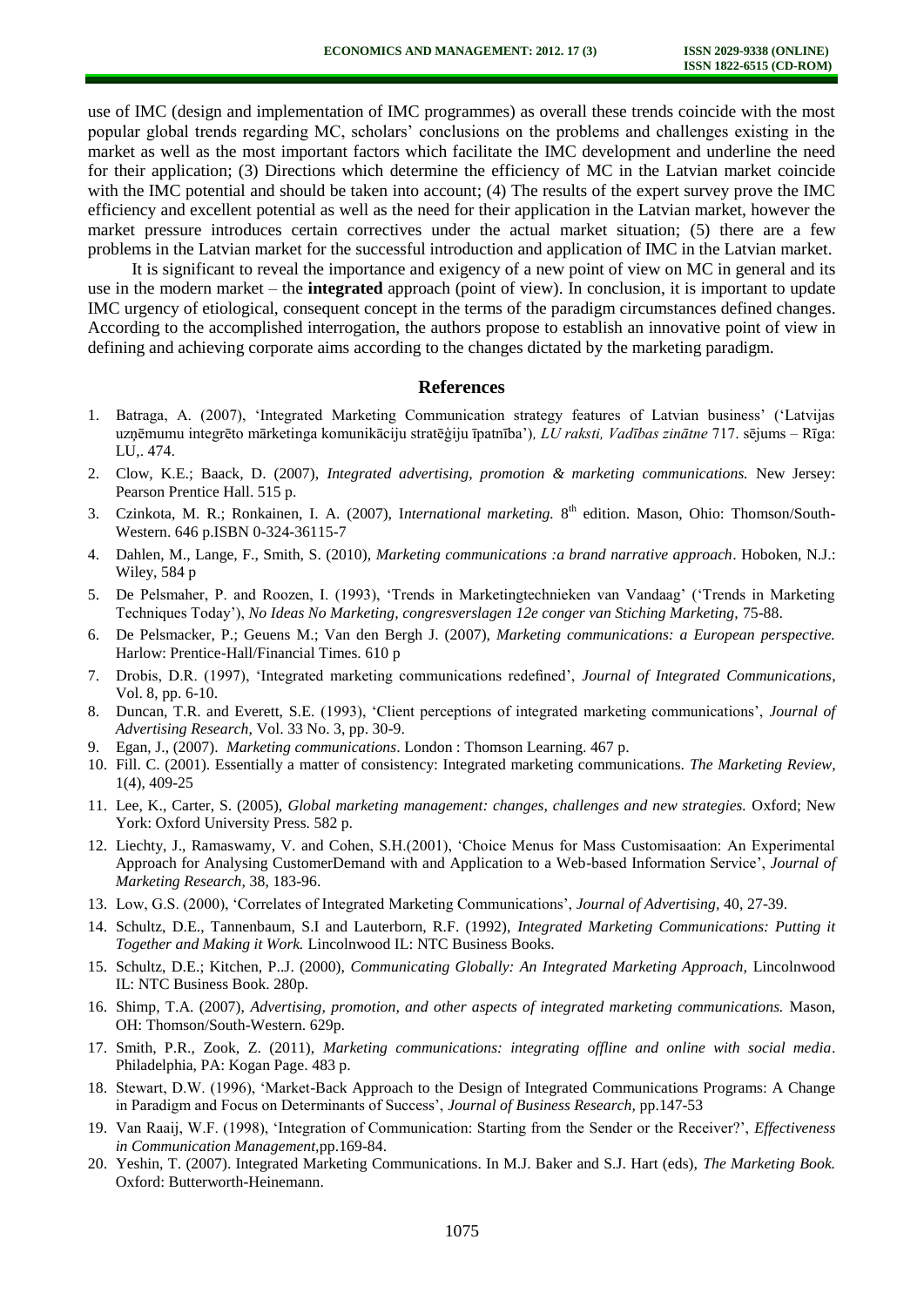use of IMC (design and implementation of IMC programmes) as overall these trends coincide with the most popular global trends regarding MC, scholars' conclusions on the problems and challenges existing in the market as well as the most important factors which facilitate the IMC development and underline the need for their application; (3) Directions which determine the efficiency of MC in the Latvian market coincide with the IMC potential and should be taken into account; (4) The results of the expert survey prove the IMC efficiency and excellent potential as well as the need for their application in the Latvian market, however the market pressure introduces certain correctives under the actual market situation; (5) there are a few problems in the Latvian market for the successful introduction and application of IMC in the Latvian market.

It is significant to reveal the importance and exigency of a new point of view on MC in general and its use in the modern market – the **integrated** approach (point of view). In conclusion, it is important to update IMC urgency of etiological, consequent concept in the terms of the paradigm circumstances defined changes. According to the accomplished interrogation, the authors propose to establish an innovative point of view in defining and achieving corporate aims according to the changes dictated by the marketing paradigm.

## References

1. Batraga, A. (2007), 'Integrated Marketing Communication strategy features of Latvian business' ('Latvijas uzņēmumu integrēto mārketinga komunikāciju stratēģiju īpatnība'), *LU raksti, Vadības zinātne* 717. sējums – Rīga: LU,. 474.
2. Clow, K.E.; Baack, D. (2007), *Integrated advertising, promotion & marketing communications.* New Jersey: Pearson Prentice Hall. 515 p.
3. Czinkota, M. R.; Ronkainen, I. A. (2007), I*nternational marketing.* 8th edition. Mason, Ohio: Thomson/South-Western. 646 p.ISBN 0-324-36115-7
4. Dahlen, M., Lange, F., Smith, S. (2010), *Marketing communications :a brand narrative approach*. Hoboken, N.J.: Wiley, 584 p
5. De Pelsmaher, P. and Roozen, I. (1993), 'Trends in Marketingtechnieken van Vandaag' ('Trends in Marketing Techniques Today'), *No Ideas No Marketing, congresverslagen 12e conger van Stiching Marketing,* 75-88.
6. De Pelsmacker, P.; Geuens M.; Van den Bergh J. (2007), *Marketing communications: a European perspective.* Harlow: Prentice-Hall/Financial Times. 610 p
7. Drobis, D.R. (1997), 'Integrated marketing communications redefined', *Journal of Integrated Communications*, Vol. 8, pp. 6-10.
8. Duncan, T.R. and Everett, S.E. (1993), 'Client perceptions of integrated marketing communications', *Journal of Advertising Research*, Vol. 33 No. 3, pp. 30-9.
9. Egan, J., (2007). *Marketing communications*. London : Thomson Learning. 467 p.
10. Fill. C. (2001). Essentially a matter of consistency: Integrated marketing communications. *The Marketing Review*, 1(4), 409-25
11. Lee, K., Carter, S. (2005), *Global marketing management: changes, challenges and new strategies.* Oxford; New York: Oxford University Press. 582 p.
12. Liechty, J., Ramaswamy, V. and Cohen, S.H.(2001), 'Choice Menus for Mass Customisaation: An Experimental Approach for Analysing CustomerDemand with and Application to a Web-based Information Service', *Journal of Marketing Research,* 38, 183-96.
13. Low, G.S. (2000), 'Correlates of Integrated Marketing Communications', *Journal of Advertising*, 40, 27-39.
14. Schultz, D.E., Tannenbaum, S.I and Lauterborn, R.F. (1992), *Integrated Marketing Communications: Putting it Together and Making it Work.* Lincolnwood IL: NTC Business Books.
15. Schultz, D.E.; Kitchen, P..J. (2000), *Communicating Globally: An Integrated Marketing Approach,* Lincolnwood IL: NTC Business Book. 280p.
16. Shimp, T.A. (2007), *Advertising, promotion, and other aspects of integrated marketing communications.* Mason, OH: Thomson/South-Western. 629p.
17. Smith, P.R., Zook, Z. (2011), *Marketing communications: integrating offline and online with social media*. Philadelphia, PA: Kogan Page. 483 p.
18. Stewart, D.W. (1996), 'Market-Back Approach to the Design of Integrated Communications Programs: A Change in Paradigm and Focus on Determinants of Success', *Journal of Business Research,* pp.147-53
19. Van Raaij, W.F. (1998), 'Integration of Communication: Starting from the Sender or the Receiver?', *Effectiveness in Communication Management,*pp.169-84.
20. Yeshin, T. (2007). Integrated Marketing Communications. In M.J. Baker and S.J. Hart (eds), *The Marketing Book.* Oxford: Butterworth-Heinemann.